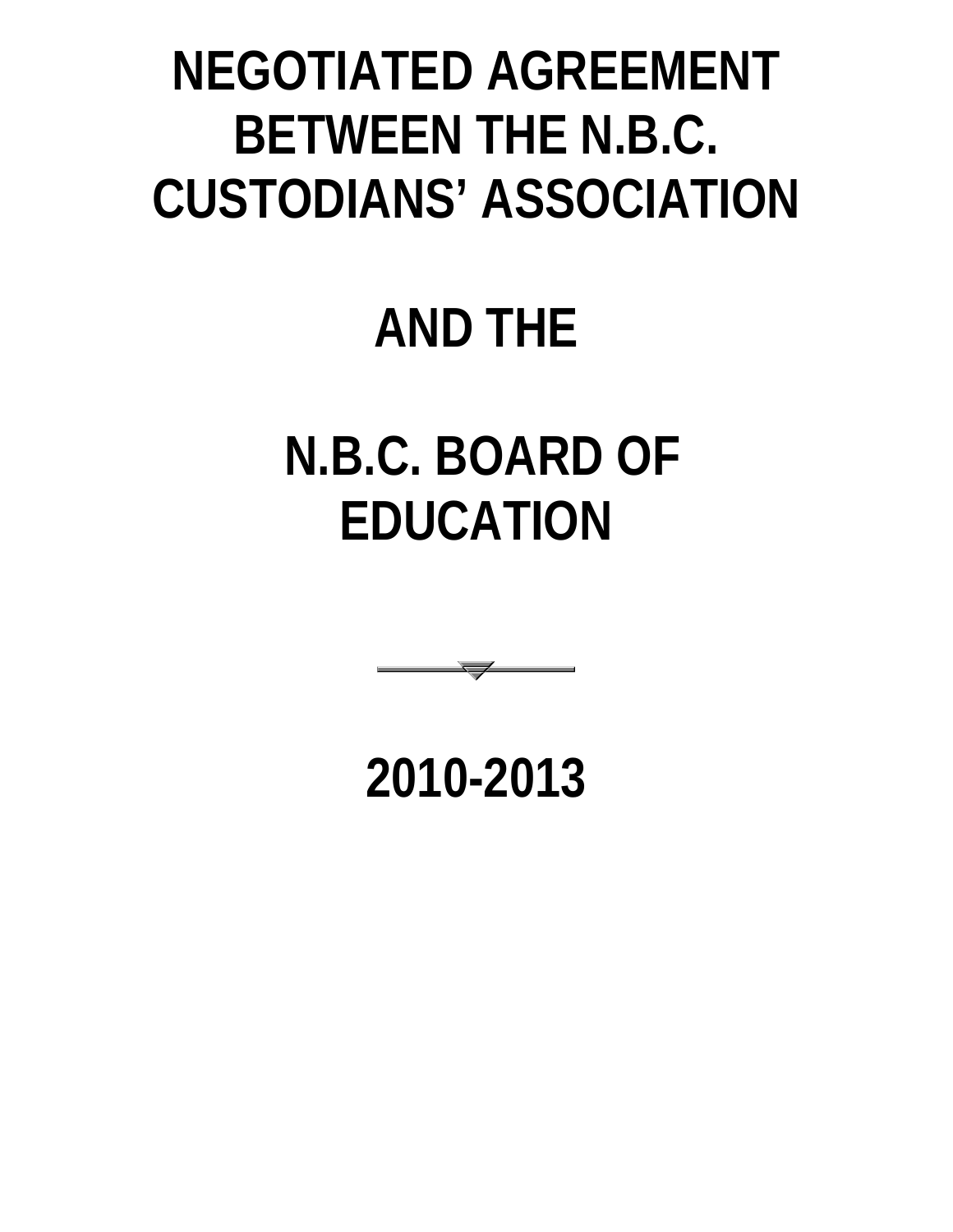# NEGOTIATED AGREEMENT BETWEEN THE N.B.C. CUSTODIANS' ASSOCIATION

# AND THE

# N.B.C. BOARD OF EDUCATION

# 2010-2013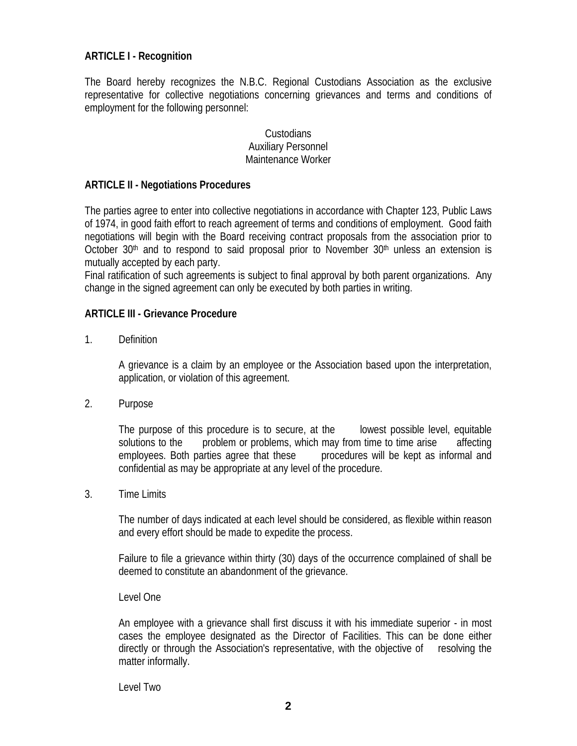**ARTICLE I - Recognition**

The Board hereby recognizes the N.B.C. Regional Custodians Association as the exclusive representative for collective negotiations concerning grievances and terms and conditions of employment for the following personnel:

Custodians
Auxiliary Personnel
Maintenance Worker

**ARTICLE II - Negotiations Procedures**

The parties agree to enter into collective negotiations in accordance with Chapter 123, Public Laws of 1974, in good faith effort to reach agreement of terms and conditions of employment. Good faith negotiations will begin with the Board receiving contract proposals from the association prior to October 30th and to respond to said proposal prior to November 30th unless an extension is mutually accepted by each party.

Final ratification of such agreements is subject to final approval by both parent organizations. Any change in the signed agreement can only be executed by both parties in writing.

**ARTICLE III - Grievance Procedure**

1. Definition

   A grievance is a claim by an employee or the Association based upon the interpretation, application, or violation of this agreement.

2. Purpose

   The purpose of this procedure is to secure, at the lowest possible level, equitable solutions to the problem or problems, which may from time to time arise affecting employees. Both parties agree that these procedures will be kept as informal and confidential as may be appropriate at any level of the procedure.

3. Time Limits

   The number of days indicated at each level should be considered, as flexible within reason and every effort should be made to expedite the process.

   Failure to file a grievance within thirty (30) days of the occurrence complained of shall be deemed to constitute an abandonment of the grievance.

   Level One

   An employee with a grievance shall first discuss it with his immediate superior - in most cases the employee designated as the Director of Facilities. This can be done either directly or through the Association's representative, with the objective of resolving the matter informally.

   Level Two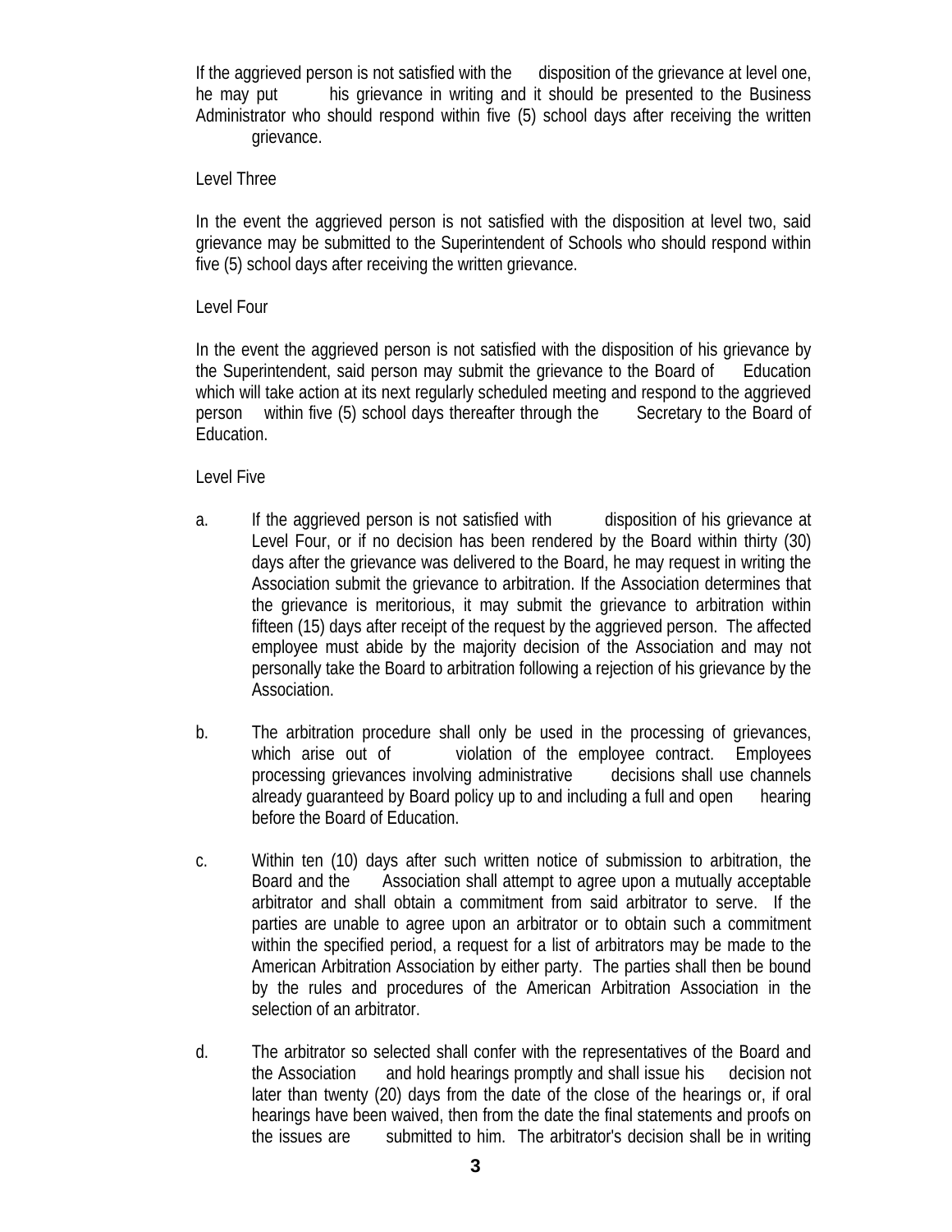If the aggrieved person is not satisfied with the disposition of the grievance at level one, he may put his grievance in writing and it should be presented to the Business Administrator who should respond within five (5) school days after receiving the written grievance.

Level Three

In the event the aggrieved person is not satisfied with the disposition at level two, said grievance may be submitted to the Superintendent of Schools who should respond within five (5) school days after receiving the written grievance.

Level Four

In the event the aggrieved person is not satisfied with the disposition of his grievance by the Superintendent, said person may submit the grievance to the Board of Education which will take action at its next regularly scheduled meeting and respond to the aggrieved person within five (5) school days thereafter through the Secretary to the Board of Education.

Level Five

a. If the aggrieved person is not satisfied with disposition of his grievance at Level Four, or if no decision has been rendered by the Board within thirty (30) days after the grievance was delivered to the Board, he may request in writing the Association submit the grievance to arbitration. If the Association determines that the grievance is meritorious, it may submit the grievance to arbitration within fifteen (15) days after receipt of the request by the aggrieved person. The affected employee must abide by the majority decision of the Association and may not personally take the Board to arbitration following a rejection of his grievance by the Association.

b. The arbitration procedure shall only be used in the processing of grievances, which arise out of violation of the employee contract. Employees processing grievances involving administrative decisions shall use channels already guaranteed by Board policy up to and including a full and open hearing before the Board of Education.

c. Within ten (10) days after such written notice of submission to arbitration, the Board and the Association shall attempt to agree upon a mutually acceptable arbitrator and shall obtain a commitment from said arbitrator to serve. If the parties are unable to agree upon an arbitrator or to obtain such a commitment within the specified period, a request for a list of arbitrators may be made to the American Arbitration Association by either party. The parties shall then be bound by the rules and procedures of the American Arbitration Association in the selection of an arbitrator.

d. The arbitrator so selected shall confer with the representatives of the Board and the Association and hold hearings promptly and shall issue his decision not later than twenty (20) days from the date of the close of the hearings or, if oral hearings have been waived, then from the date the final statements and proofs on the issues are submitted to him. The arbitrator's decision shall be in writing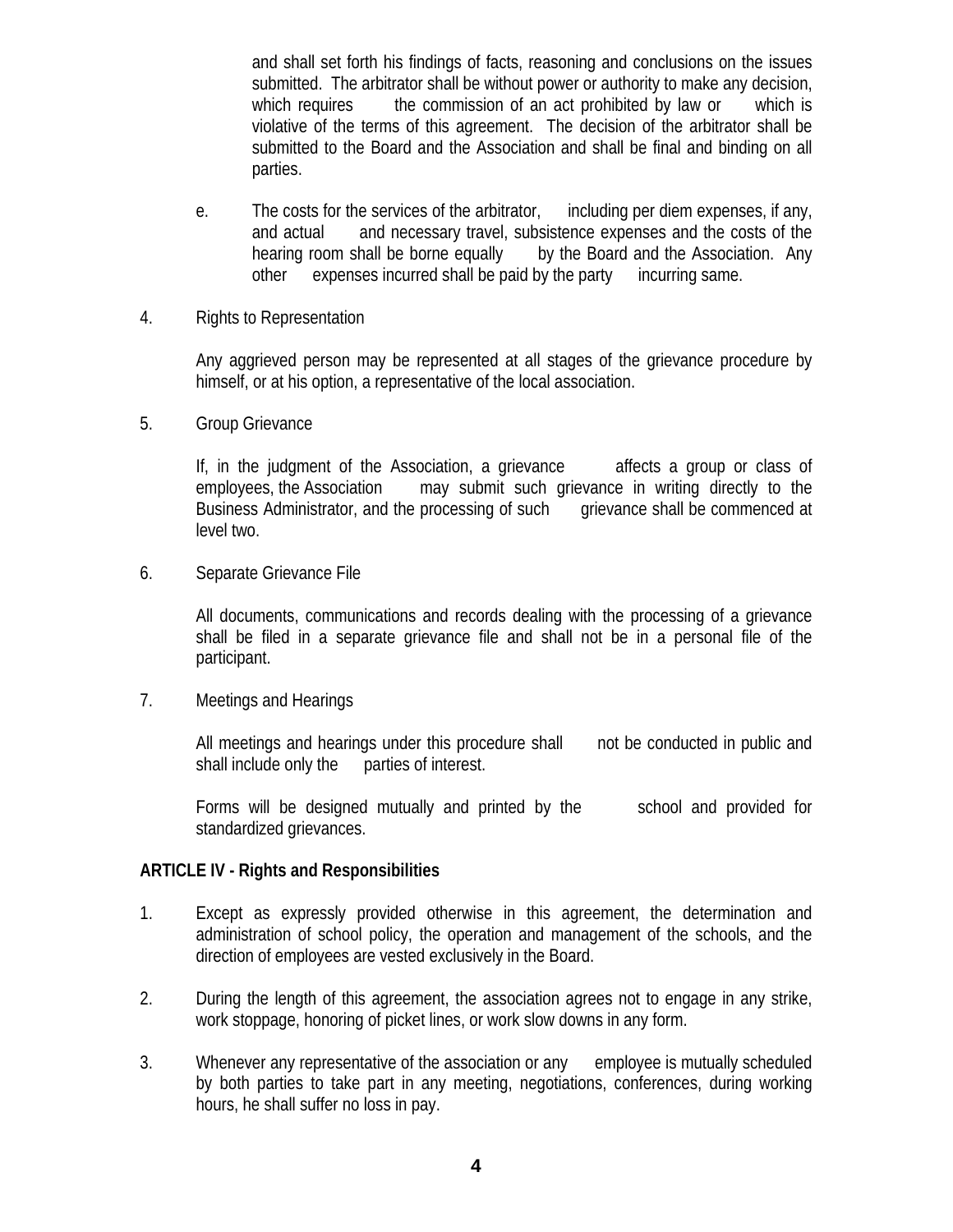and shall set forth his findings of facts, reasoning and conclusions on the issues submitted. The arbitrator shall be without power or authority to make any decision, which requires the commission of an act prohibited by law or which is violative of the terms of this agreement. The decision of the arbitrator shall be submitted to the Board and the Association and shall be final and binding on all parties.

e. The costs for the services of the arbitrator, including per diem expenses, if any, and actual and necessary travel, subsistence expenses and the costs of the hearing room shall be borne equally by the Board and the Association. Any other expenses incurred shall be paid by the party incurring same.

4. Rights to Representation

Any aggrieved person may be represented at all stages of the grievance procedure by himself, or at his option, a representative of the local association.

5. Group Grievance

If, in the judgment of the Association, a grievance affects a group or class of employees, the Association may submit such grievance in writing directly to the Business Administrator, and the processing of such grievance shall be commenced at level two.

6. Separate Grievance File

All documents, communications and records dealing with the processing of a grievance shall be filed in a separate grievance file and shall not be in a personal file of the participant.

7. Meetings and Hearings

All meetings and hearings under this procedure shall not be conducted in public and shall include only the parties of interest.

Forms will be designed mutually and printed by the school and provided for standardized grievances.

**ARTICLE IV - Rights and Responsibilities**

1. Except as expressly provided otherwise in this agreement, the determination and administration of school policy, the operation and management of the schools, and the direction of employees are vested exclusively in the Board.

2. During the length of this agreement, the association agrees not to engage in any strike, work stoppage, honoring of picket lines, or work slow downs in any form.

3. Whenever any representative of the association or any employee is mutually scheduled by both parties to take part in any meeting, negotiations, conferences, during working hours, he shall suffer no loss in pay.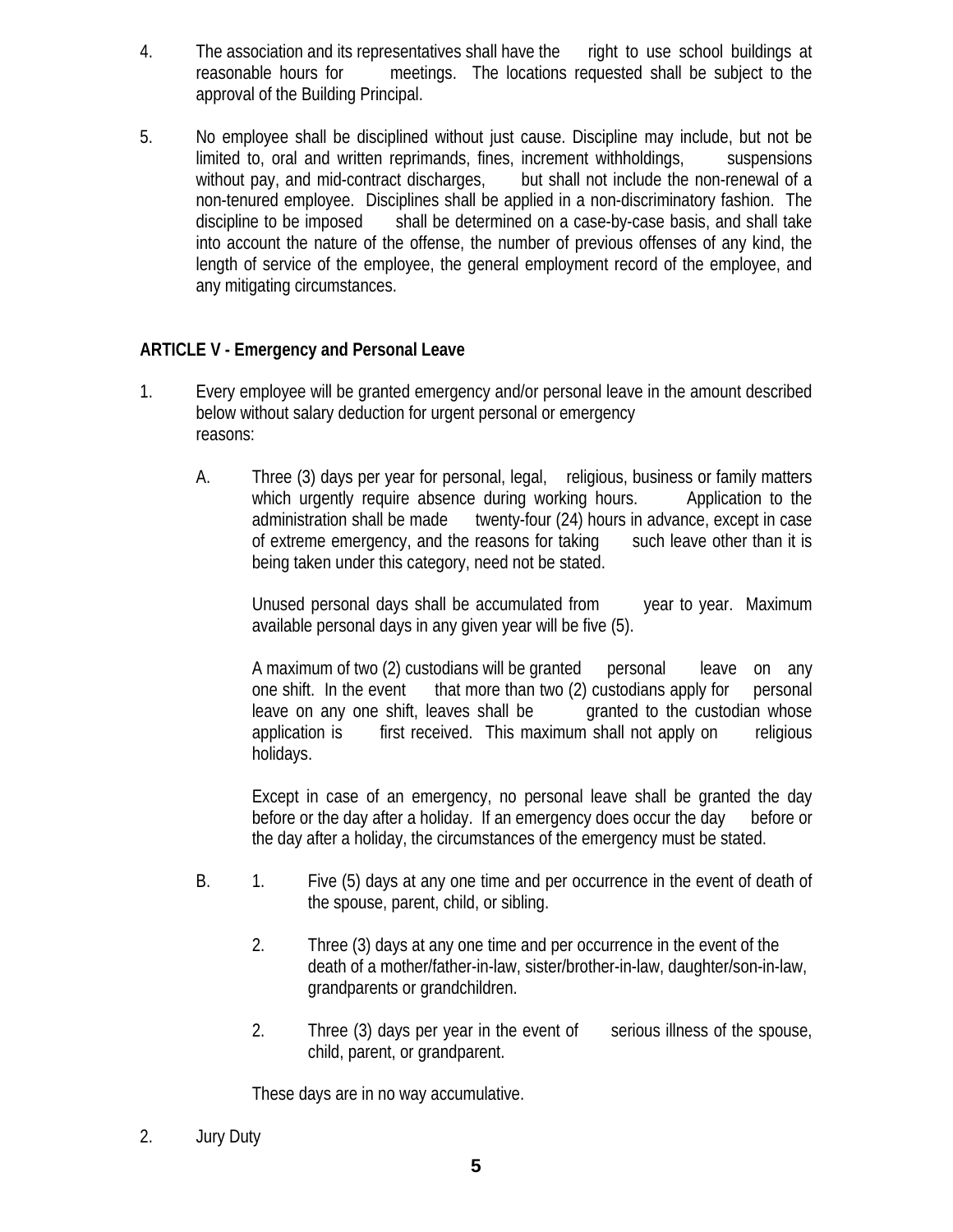4. The association and its representatives shall have the right to use school buildings at reasonable hours for meetings. The locations requested shall be subject to the approval of the Building Principal.

5. No employee shall be disciplined without just cause. Discipline may include, but not be limited to, oral and written reprimands, fines, increment withholdings, suspensions without pay, and mid-contract discharges, but shall not include the non-renewal of a non-tenured employee. Disciplines shall be applied in a non-discriminatory fashion. The discipline to be imposed shall be determined on a case-by-case basis, and shall take into account the nature of the offense, the number of previous offenses of any kind, the length of service of the employee, the general employment record of the employee, and any mitigating circumstances.

**ARTICLE V - Emergency and Personal Leave**

1. Every employee will be granted emergency and/or personal leave in the amount described below without salary deduction for urgent personal or emergency reasons:

   A. Three (3) days per year for personal, legal, religious, business or family matters which urgently require absence during working hours. Application to the administration shall be made twenty-four (24) hours in advance, except in case of extreme emergency, and the reasons for taking such leave other than it is being taken under this category, need not be stated.

      Unused personal days shall be accumulated from year to year. Maximum available personal days in any given year will be five (5).

      A maximum of two (2) custodians will be granted personal leave on any one shift. In the event that more than two (2) custodians apply for personal leave on any one shift, leaves shall be granted to the custodian whose application is first received. This maximum shall not apply on religious holidays.

      Except in case of an emergency, no personal leave shall be granted the day before or the day after a holiday. If an emergency does occur the day before or the day after a holiday, the circumstances of the emergency must be stated.

   B. 1. Five (5) days at any one time and per occurrence in the event of death of the spouse, parent, child, or sibling.

      2. Three (3) days at any one time and per occurrence in the event of the death of a mother/father-in-law, sister/brother-in-law, daughter/son-in-law, grandparents or grandchildren.

      2. Three (3) days per year in the event of serious illness of the spouse, child, parent, or grandparent.

      These days are in no way accumulative.

2. Jury Duty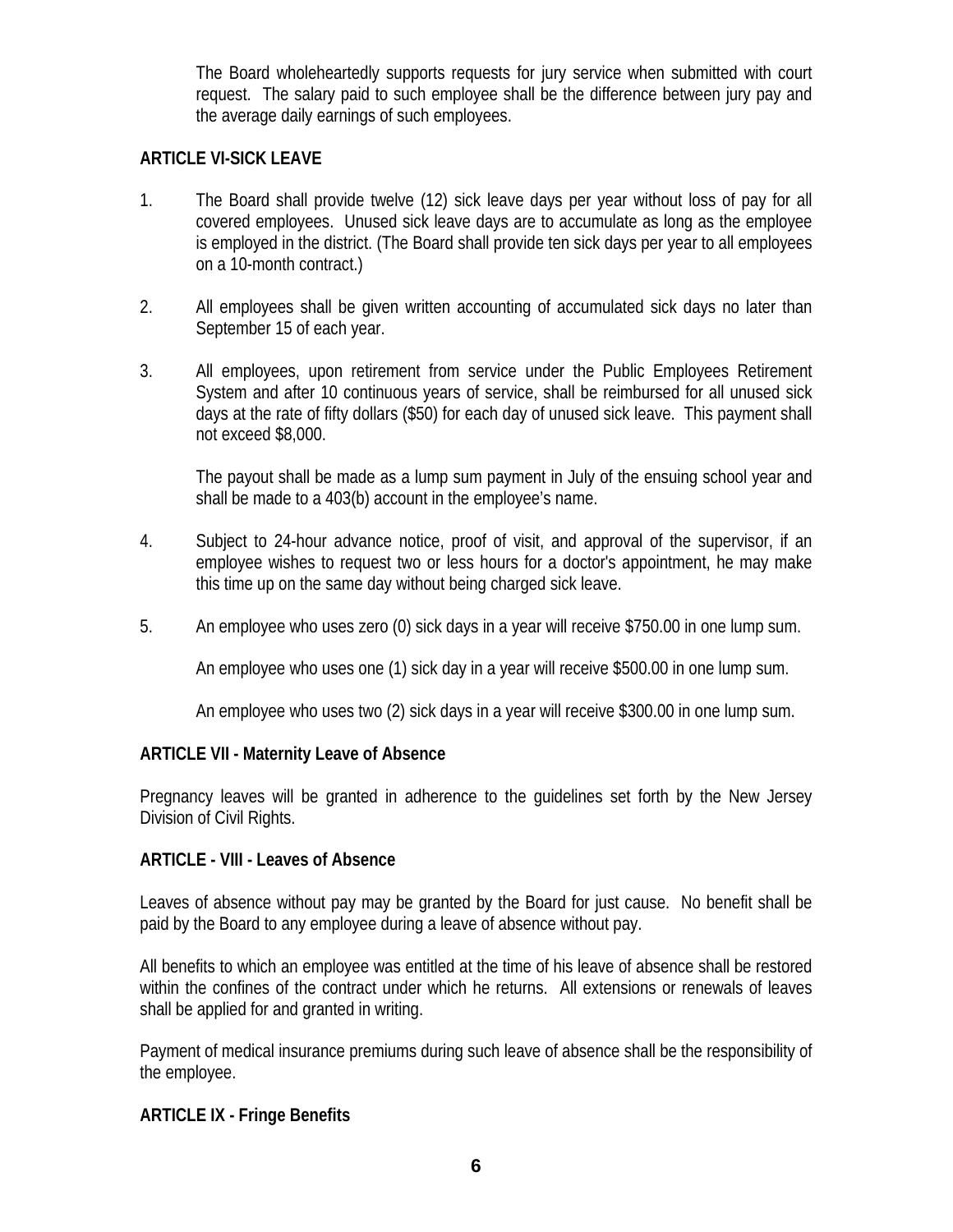The Board wholeheartedly supports requests for jury service when submitted with court request. The salary paid to such employee shall be the difference between jury pay and the average daily earnings of such employees.

**ARTICLE VI-SICK LEAVE**

1. The Board shall provide twelve (12) sick leave days per year without loss of pay for all covered employees. Unused sick leave days are to accumulate as long as the employee is employed in the district. (The Board shall provide ten sick days per year to all employees on a 10-month contract.)

2. All employees shall be given written accounting of accumulated sick days no later than September 15 of each year.

3. All employees, upon retirement from service under the Public Employees Retirement System and after 10 continuous years of service, shall be reimbursed for all unused sick days at the rate of fifty dollars ($50) for each day of unused sick leave. This payment shall not exceed $8,000.

   The payout shall be made as a lump sum payment in July of the ensuing school year and shall be made to a 403(b) account in the employee's name.

4. Subject to 24-hour advance notice, proof of visit, and approval of the supervisor, if an employee wishes to request two or less hours for a doctor's appointment, he may make this time up on the same day without being charged sick leave.

5. An employee who uses zero (0) sick days in a year will receive $750.00 in one lump sum.

   An employee who uses one (1) sick day in a year will receive $500.00 in one lump sum.

   An employee who uses two (2) sick days in a year will receive $300.00 in one lump sum.

**ARTICLE VII - Maternity Leave of Absence**

Pregnancy leaves will be granted in adherence to the guidelines set forth by the New Jersey Division of Civil Rights.

**ARTICLE - VIII - Leaves of Absence**

Leaves of absence without pay may be granted by the Board for just cause. No benefit shall be paid by the Board to any employee during a leave of absence without pay.

All benefits to which an employee was entitled at the time of his leave of absence shall be restored within the confines of the contract under which he returns. All extensions or renewals of leaves shall be applied for and granted in writing.

Payment of medical insurance premiums during such leave of absence shall be the responsibility of the employee.

**ARTICLE IX - Fringe Benefits**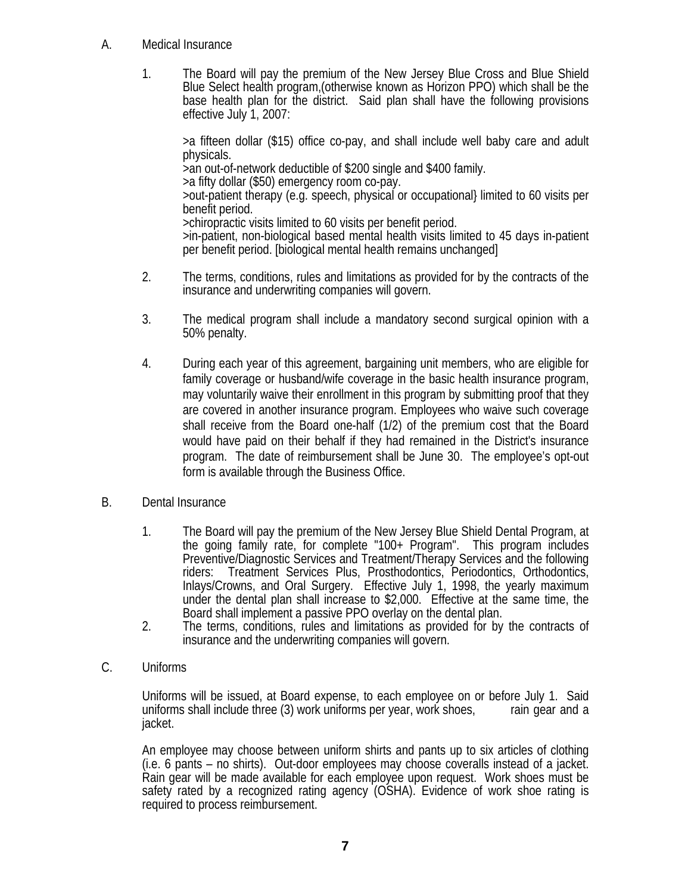A. Medical Insurance

1. The Board will pay the premium of the New Jersey Blue Cross and Blue Shield Blue Select health program,(otherwise known as Horizon PPO) which shall be the base health plan for the district. Said plan shall have the following provisions effective July 1, 2007:

   >a fifteen dollar ($15) office co-pay, and shall include well baby care and adult physicals.
   >an out-of-network deductible of $200 single and $400 family.
   >a fifty dollar ($50) emergency room co-pay.
   >out-patient therapy (e.g. speech, physical or occupational} limited to 60 visits per benefit period.
   >chiropractic visits limited to 60 visits per benefit period.
   >in-patient, non-biological based mental health visits limited to 45 days in-patient per benefit period. [biological mental health remains unchanged]

2. The terms, conditions, rules and limitations as provided for by the contracts of the insurance and underwriting companies will govern.

3. The medical program shall include a mandatory second surgical opinion with a 50% penalty.

4. During each year of this agreement, bargaining unit members, who are eligible for family coverage or husband/wife coverage in the basic health insurance program, may voluntarily waive their enrollment in this program by submitting proof that they are covered in another insurance program. Employees who waive such coverage shall receive from the Board one-half (1/2) of the premium cost that the Board would have paid on their behalf if they had remained in the District's insurance program. The date of reimbursement shall be June 30. The employee's opt-out form is available through the Business Office.

B. Dental Insurance

1. The Board will pay the premium of the New Jersey Blue Shield Dental Program, at the going family rate, for complete "100+ Program". This program includes Preventive/Diagnostic Services and Treatment/Therapy Services and the following riders: Treatment Services Plus, Prosthodontics, Periodontics, Orthodontics, Inlays/Crowns, and Oral Surgery. Effective July 1, 1998, the yearly maximum under the dental plan shall increase to $2,000. Effective at the same time, the Board shall implement a passive PPO overlay on the dental plan.
2. The terms, conditions, rules and limitations as provided for by the contracts of insurance and the underwriting companies will govern.

C. Uniforms

Uniforms will be issued, at Board expense, to each employee on or before July 1. Said uniforms shall include three (3) work uniforms per year, work shoes, rain gear and a jacket.

An employee may choose between uniform shirts and pants up to six articles of clothing (i.e. 6 pants – no shirts). Out-door employees may choose coveralls instead of a jacket. Rain gear will be made available for each employee upon request. Work shoes must be safety rated by a recognized rating agency (OSHA). Evidence of work shoe rating is required to process reimbursement.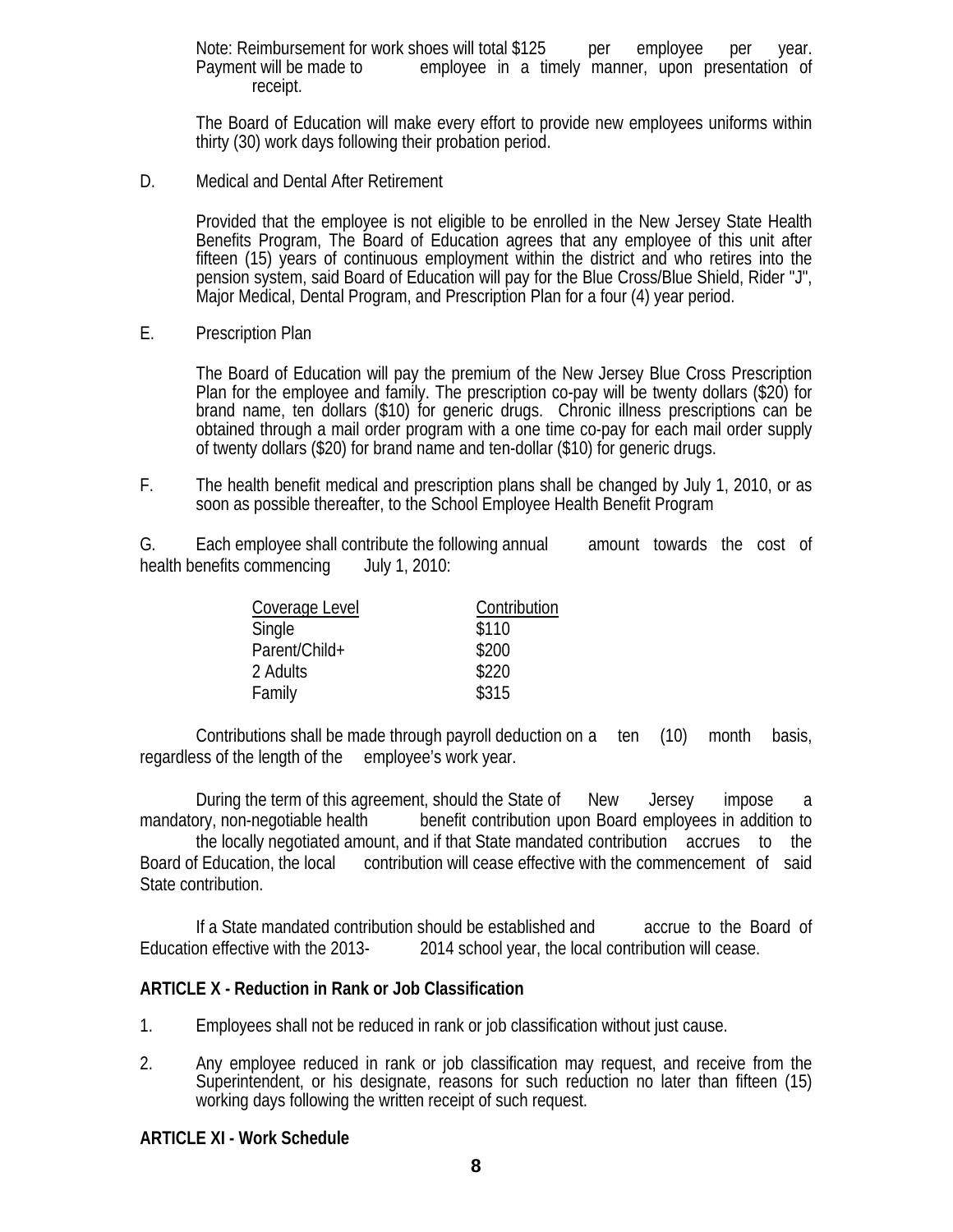Note: Reimbursement for work shoes will total $125 per employee per year. Payment will be made to employee in a timely manner, upon presentation of receipt.

The Board of Education will make every effort to provide new employees uniforms within thirty (30) work days following their probation period.

D. Medical and Dental After Retirement

Provided that the employee is not eligible to be enrolled in the New Jersey State Health Benefits Program, The Board of Education agrees that any employee of this unit after fifteen (15) years of continuous employment within the district and who retires into the pension system, said Board of Education will pay for the Blue Cross/Blue Shield, Rider "J", Major Medical, Dental Program, and Prescription Plan for a four (4) year period.

E. Prescription Plan

The Board of Education will pay the premium of the New Jersey Blue Cross Prescription Plan for the employee and family. The prescription co-pay will be twenty dollars ($20) for brand name, ten dollars ($10) for generic drugs. Chronic illness prescriptions can be obtained through a mail order program with a one time co-pay for each mail order supply of twenty dollars ($20) for brand name and ten-dollar ($10) for generic drugs.

F. The health benefit medical and prescription plans shall be changed by July 1, 2010, or as soon as possible thereafter, to the School Employee Health Benefit Program

G. Each employee shall contribute the following annual amount towards the cost of health benefits commencing July 1, 2010:

| Coverage Level | Contribution |
|---|---|
| Single | $110 |
| Parent/Child+ | $200 |
| 2 Adults | $220 |
| Family | $315 |

Contributions shall be made through payroll deduction on a ten (10) month basis, regardless of the length of the employee's work year.

During the term of this agreement, should the State of New Jersey impose a mandatory, non-negotiable health benefit contribution upon Board employees in addition to the locally negotiated amount, and if that State mandated contribution accrues to the Board of Education, the local contribution will cease effective with the commencement of said State contribution.

If a State mandated contribution should be established and accrue to the Board of Education effective with the 2013- 2014 school year, the local contribution will cease.

**ARTICLE X - Reduction in Rank or Job Classification**

1. Employees shall not be reduced in rank or job classification without just cause.

2. Any employee reduced in rank or job classification may request, and receive from the Superintendent, or his designate, reasons for such reduction no later than fifteen (15) working days following the written receipt of such request.

**ARTICLE XI - Work Schedule**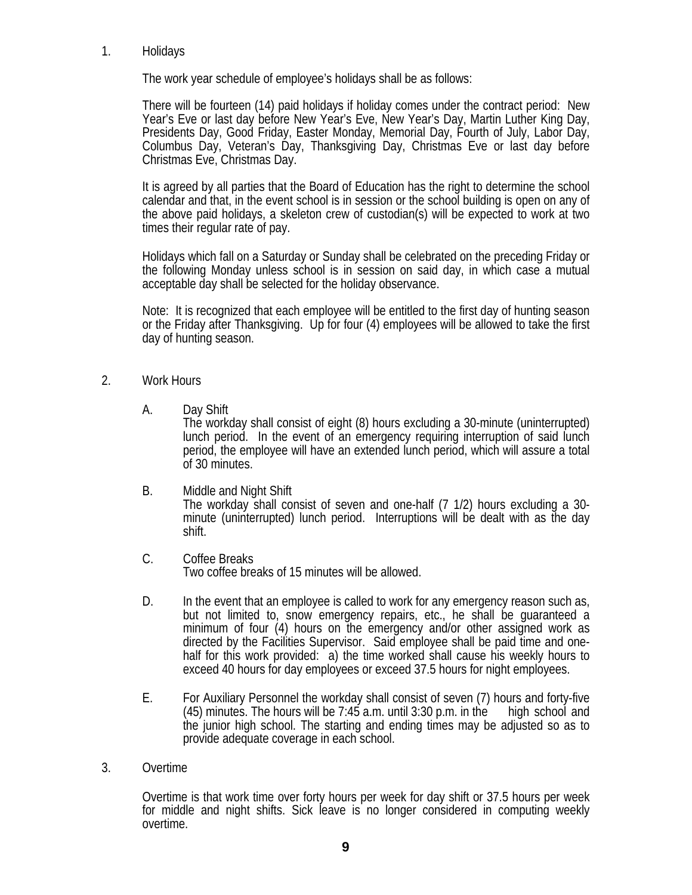1. Holidays

   The work year schedule of employee's holidays shall be as follows:

   There will be fourteen (14) paid holidays if holiday comes under the contract period: New Year's Eve or last day before New Year's Eve, New Year's Day, Martin Luther King Day, Presidents Day, Good Friday, Easter Monday, Memorial Day, Fourth of July, Labor Day, Columbus Day, Veteran's Day, Thanksgiving Day, Christmas Eve or last day before Christmas Eve, Christmas Day.

   It is agreed by all parties that the Board of Education has the right to determine the school calendar and that, in the event school is in session or the school building is open on any of the above paid holidays, a skeleton crew of custodian(s) will be expected to work at two times their regular rate of pay.

   Holidays which fall on a Saturday or Sunday shall be celebrated on the preceding Friday or the following Monday unless school is in session on said day, in which case a mutual acceptable day shall be selected for the holiday observance.

   Note: It is recognized that each employee will be entitled to the first day of hunting season or the Friday after Thanksgiving. Up for four (4) employees will be allowed to take the first day of hunting season.

2. Work Hours

   A. Day Shift
      The workday shall consist of eight (8) hours excluding a 30-minute (uninterrupted) lunch period. In the event of an emergency requiring interruption of said lunch period, the employee will have an extended lunch period, which will assure a total of 30 minutes.

   B. Middle and Night Shift
      The workday shall consist of seven and one-half (7 1/2) hours excluding a 30-minute (uninterrupted) lunch period. Interruptions will be dealt with as the day shift.

   C. Coffee Breaks
      Two coffee breaks of 15 minutes will be allowed.

   D. In the event that an employee is called to work for any emergency reason such as, but not limited to, snow emergency repairs, etc., he shall be guaranteed a minimum of four (4) hours on the emergency and/or other assigned work as directed by the Facilities Supervisor. Said employee shall be paid time and one-half for this work provided: a) the time worked shall cause his weekly hours to exceed 40 hours for day employees or exceed 37.5 hours for night employees.

   E. For Auxiliary Personnel the workday shall consist of seven (7) hours and forty-five (45) minutes. The hours will be 7:45 a.m. until 3:30 p.m. in the high school and the junior high school. The starting and ending times may be adjusted so as to provide adequate coverage in each school.

3. Overtime

   Overtime is that work time over forty hours per week for day shift or 37.5 hours per week for middle and night shifts. Sick leave is no longer considered in computing weekly overtime.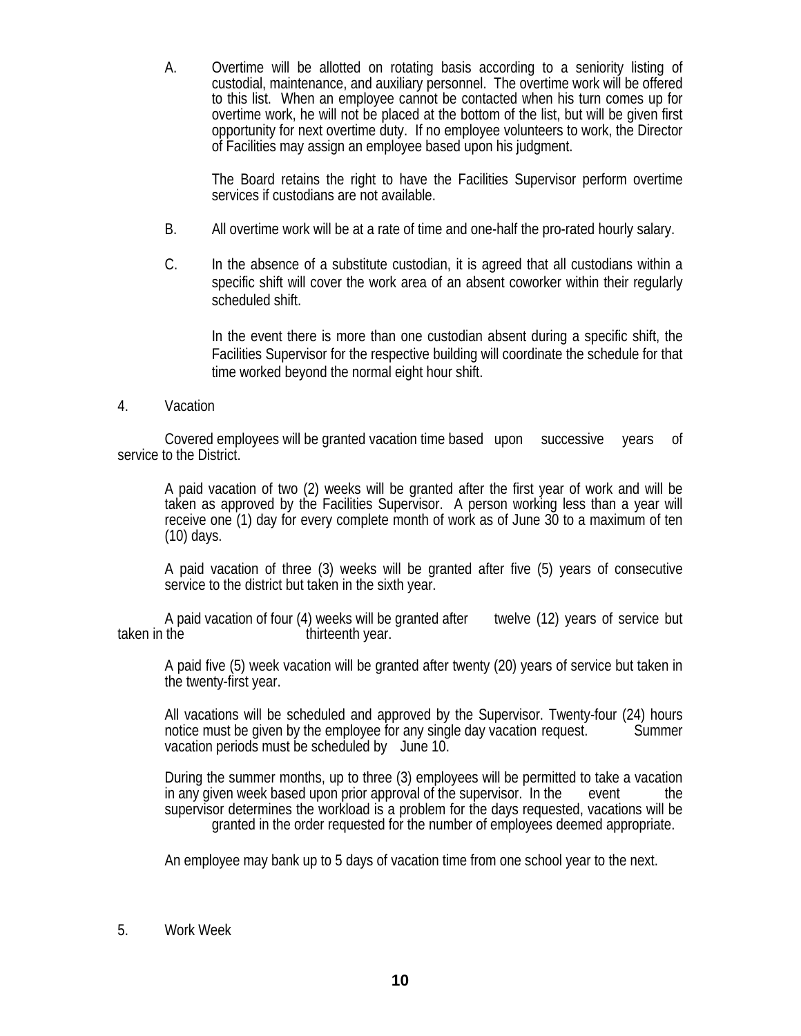A. Overtime will be allotted on rotating basis according to a seniority listing of custodial, maintenance, and auxiliary personnel. The overtime work will be offered to this list. When an employee cannot be contacted when his turn comes up for overtime work, he will not be placed at the bottom of the list, but will be given first opportunity for next overtime duty. If no employee volunteers to work, the Director of Facilities may assign an employee based upon his judgment.

   The Board retains the right to have the Facilities Supervisor perform overtime services if custodians are not available.

B. All overtime work will be at a rate of time and one-half the pro-rated hourly salary.

C. In the absence of a substitute custodian, it is agreed that all custodians within a specific shift will cover the work area of an absent coworker within their regularly scheduled shift.

   In the event there is more than one custodian absent during a specific shift, the Facilities Supervisor for the respective building will coordinate the schedule for that time worked beyond the normal eight hour shift.

4. Vacation

Covered employees will be granted vacation time based upon successive years of service to the District.

A paid vacation of two (2) weeks will be granted after the first year of work and will be taken as approved by the Facilities Supervisor. A person working less than a year will receive one (1) day for every complete month of work as of June 30 to a maximum of ten (10) days.

A paid vacation of three (3) weeks will be granted after five (5) years of consecutive service to the district but taken in the sixth year.

A paid vacation of four (4) weeks will be granted after twelve (12) years of service but taken in the thirteenth year.

A paid five (5) week vacation will be granted after twenty (20) years of service but taken in the twenty-first year.

All vacations will be scheduled and approved by the Supervisor. Twenty-four (24) hours notice must be given by the employee for any single day vacation request. Summer vacation periods must be scheduled by June 10.

During the summer months, up to three (3) employees will be permitted to take a vacation in any given week based upon prior approval of the supervisor. In the event the supervisor determines the workload is a problem for the days requested, vacations will be granted in the order requested for the number of employees deemed appropriate.

An employee may bank up to 5 days of vacation time from one school year to the next.

5. Work Week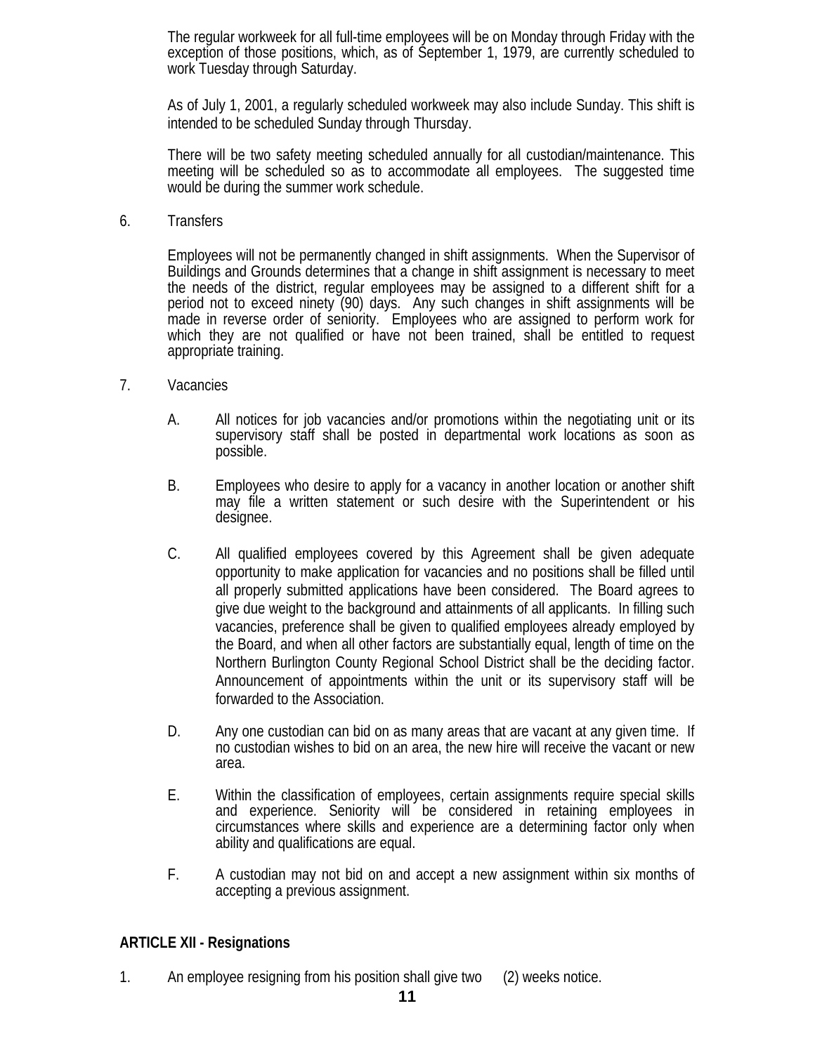The regular workweek for all full-time employees will be on Monday through Friday with the exception of those positions, which, as of September 1, 1979, are currently scheduled to work Tuesday through Saturday.

As of July 1, 2001, a regularly scheduled workweek may also include Sunday. This shift is intended to be scheduled Sunday through Thursday.

There will be two safety meeting scheduled annually for all custodian/maintenance. This meeting will be scheduled so as to accommodate all employees. The suggested time would be during the summer work schedule.

6. Transfers

Employees will not be permanently changed in shift assignments. When the Supervisor of Buildings and Grounds determines that a change in shift assignment is necessary to meet the needs of the district, regular employees may be assigned to a different shift for a period not to exceed ninety (90) days. Any such changes in shift assignments will be made in reverse order of seniority. Employees who are assigned to perform work for which they are not qualified or have not been trained, shall be entitled to request appropriate training.

7. Vacancies

A. All notices for job vacancies and/or promotions within the negotiating unit or its supervisory staff shall be posted in departmental work locations as soon as possible.

B. Employees who desire to apply for a vacancy in another location or another shift may file a written statement or such desire with the Superintendent or his designee.

C. All qualified employees covered by this Agreement shall be given adequate opportunity to make application for vacancies and no positions shall be filled until all properly submitted applications have been considered. The Board agrees to give due weight to the background and attainments of all applicants. In filling such vacancies, preference shall be given to qualified employees already employed by the Board, and when all other factors are substantially equal, length of time on the Northern Burlington County Regional School District shall be the deciding factor. Announcement of appointments within the unit or its supervisory staff will be forwarded to the Association.

D. Any one custodian can bid on as many areas that are vacant at any given time. If no custodian wishes to bid on an area, the new hire will receive the vacant or new area.

E. Within the classification of employees, certain assignments require special skills and experience. Seniority will be considered in retaining employees in circumstances where skills and experience are a determining factor only when ability and qualifications are equal.

F. A custodian may not bid on and accept a new assignment within six months of accepting a previous assignment.

## ARTICLE XII - Resignations

1. An employee resigning from his position shall give two (2) weeks notice.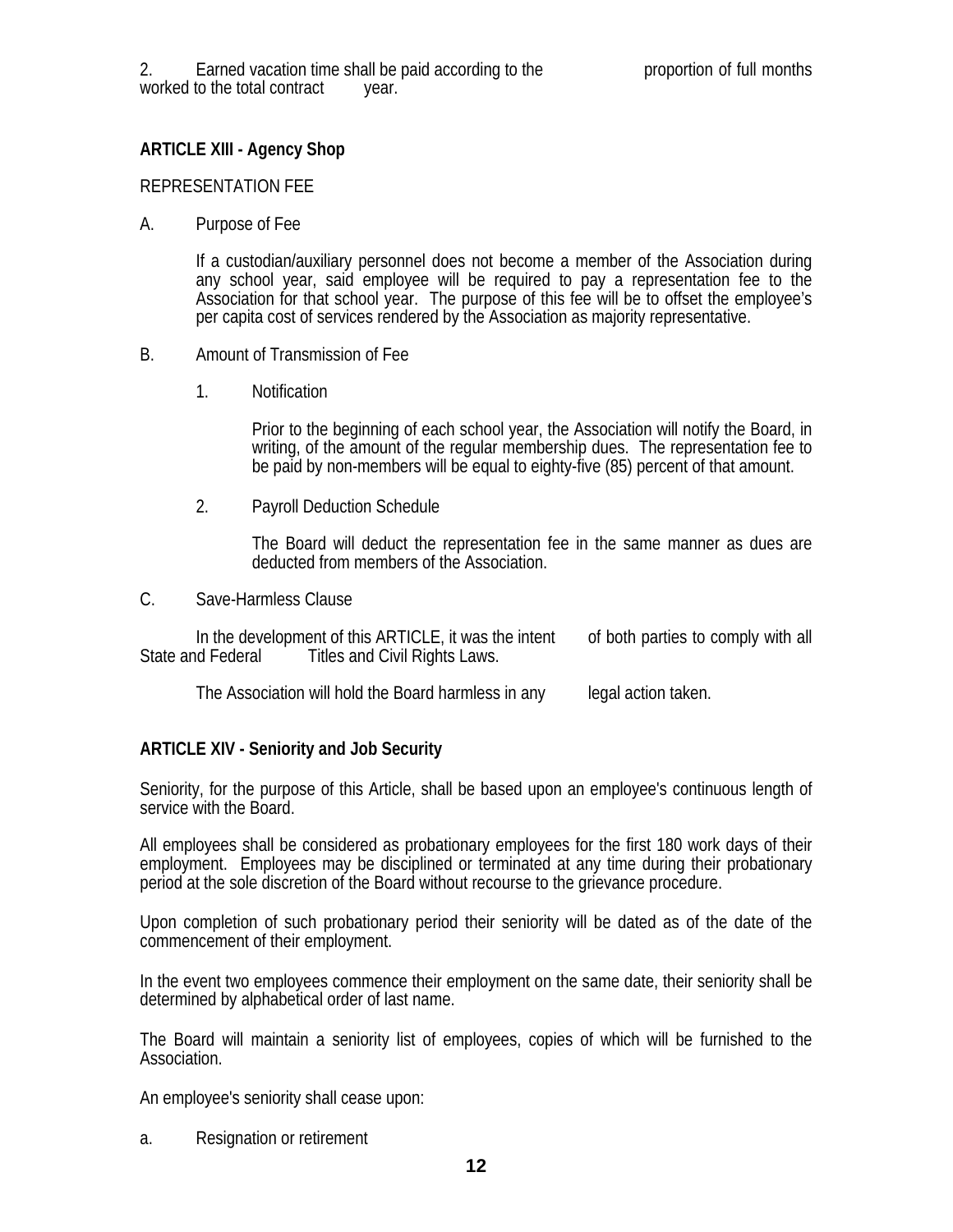2. Earned vacation time shall be paid according to the proportion of full months worked to the total contract year.

**ARTICLE XIII - Agency Shop**

REPRESENTATION FEE

A. Purpose of Fee

If a custodian/auxiliary personnel does not become a member of the Association during any school year, said employee will be required to pay a representation fee to the Association for that school year. The purpose of this fee will be to offset the employee's per capita cost of services rendered by the Association as majority representative.

B. Amount of Transmission of Fee

1. Notification

Prior to the beginning of each school year, the Association will notify the Board, in writing, of the amount of the regular membership dues. The representation fee to be paid by non-members will be equal to eighty-five (85) percent of that amount.

2. Payroll Deduction Schedule

The Board will deduct the representation fee in the same manner as dues are deducted from members of the Association.

C. Save-Harmless Clause

In the development of this ARTICLE, it was the intent of both parties to comply with all State and Federal Titles and Civil Rights Laws.

The Association will hold the Board harmless in any legal action taken.

**ARTICLE XIV - Seniority and Job Security**

Seniority, for the purpose of this Article, shall be based upon an employee's continuous length of service with the Board.

All employees shall be considered as probationary employees for the first 180 work days of their employment. Employees may be disciplined or terminated at any time during their probationary period at the sole discretion of the Board without recourse to the grievance procedure.

Upon completion of such probationary period their seniority will be dated as of the date of the commencement of their employment.

In the event two employees commence their employment on the same date, their seniority shall be determined by alphabetical order of last name.

The Board will maintain a seniority list of employees, copies of which will be furnished to the Association.

An employee's seniority shall cease upon:

a. Resignation or retirement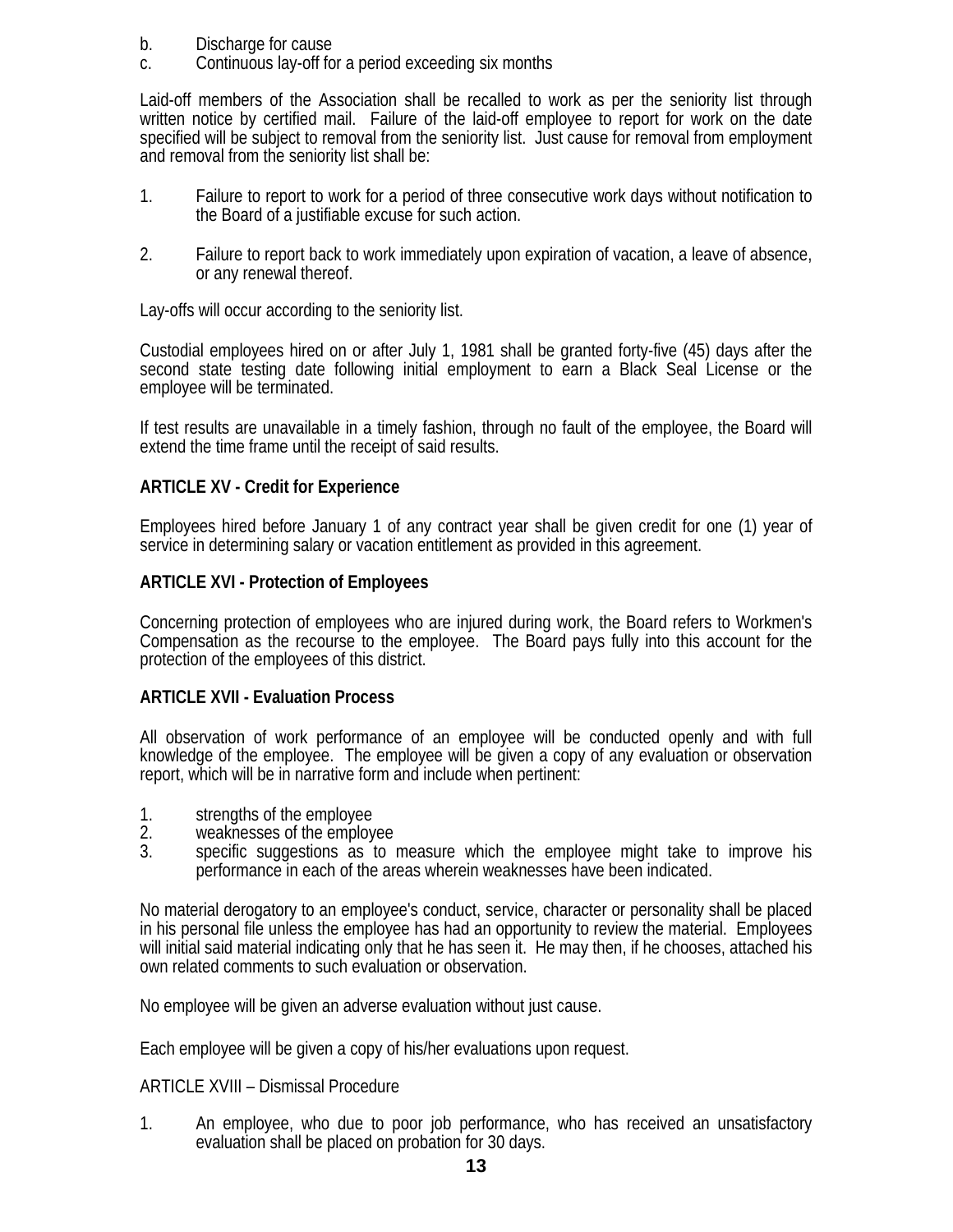b. Discharge for cause
c. Continuous lay-off for a period exceeding six months

Laid-off members of the Association shall be recalled to work as per the seniority list through written notice by certified mail. Failure of the laid-off employee to report for work on the date specified will be subject to removal from the seniority list. Just cause for removal from employment and removal from the seniority list shall be:

1. Failure to report to work for a period of three consecutive work days without notification to the Board of a justifiable excuse for such action.

2. Failure to report back to work immediately upon expiration of vacation, a leave of absence, or any renewal thereof.

Lay-offs will occur according to the seniority list.

Custodial employees hired on or after July 1, 1981 shall be granted forty-five (45) days after the second state testing date following initial employment to earn a Black Seal License or the employee will be terminated.

If test results are unavailable in a timely fashion, through no fault of the employee, the Board will extend the time frame until the receipt of said results.

**ARTICLE XV - Credit for Experience**

Employees hired before January 1 of any contract year shall be given credit for one (1) year of service in determining salary or vacation entitlement as provided in this agreement.

**ARTICLE XVI - Protection of Employees**

Concerning protection of employees who are injured during work, the Board refers to Workmen's Compensation as the recourse to the employee. The Board pays fully into this account for the protection of the employees of this district.

**ARTICLE XVII - Evaluation Process**

All observation of work performance of an employee will be conducted openly and with full knowledge of the employee. The employee will be given a copy of any evaluation or observation report, which will be in narrative form and include when pertinent:

1. strengths of the employee
2. weaknesses of the employee
3. specific suggestions as to measure which the employee might take to improve his performance in each of the areas wherein weaknesses have been indicated.

No material derogatory to an employee's conduct, service, character or personality shall be placed in his personal file unless the employee has had an opportunity to review the material. Employees will initial said material indicating only that he has seen it. He may then, if he chooses, attached his own related comments to such evaluation or observation.

No employee will be given an adverse evaluation without just cause.

Each employee will be given a copy of his/her evaluations upon request.

ARTICLE XVIII – Dismissal Procedure

1. An employee, who due to poor job performance, who has received an unsatisfactory evaluation shall be placed on probation for 30 days.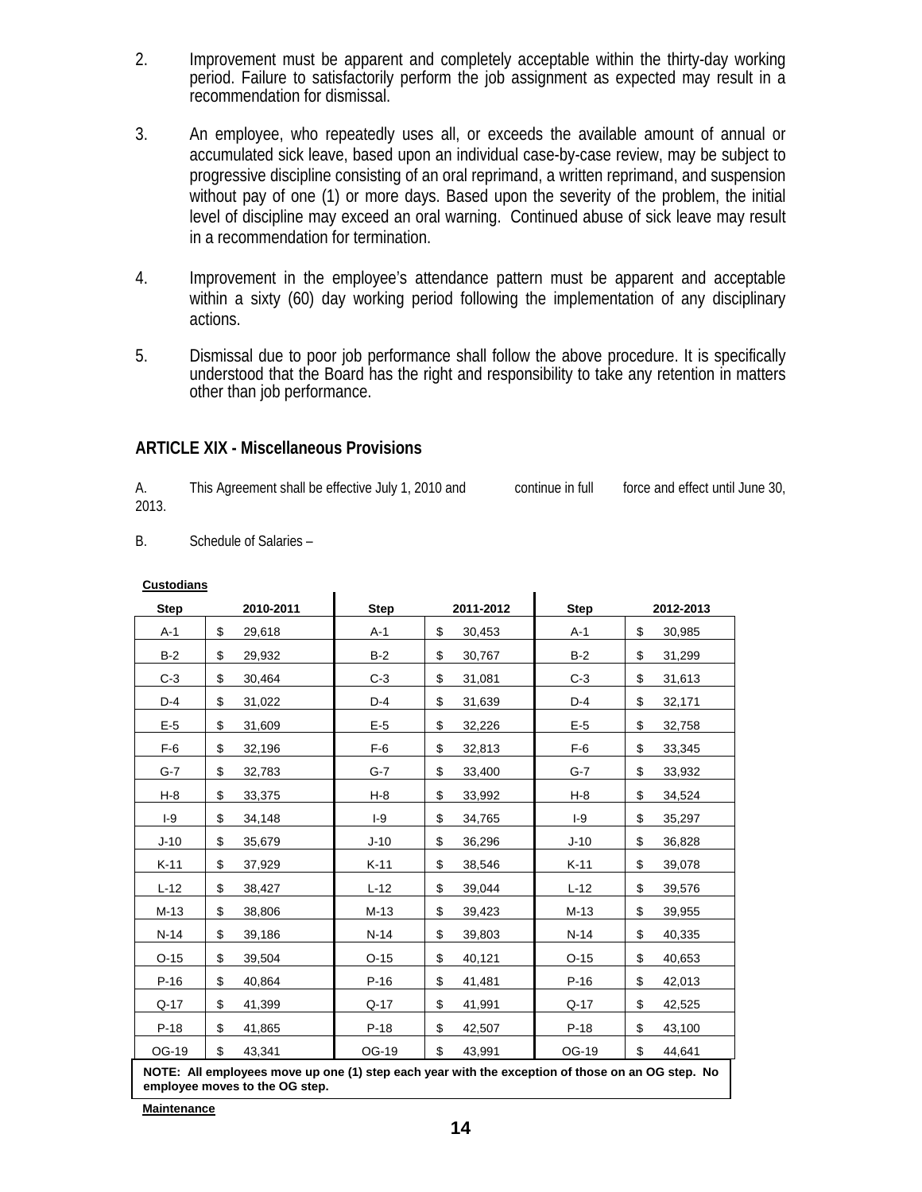2. Improvement must be apparent and completely acceptable within the thirty-day working period. Failure to satisfactorily perform the job assignment as expected may result in a recommendation for dismissal.

3. An employee, who repeatedly uses all, or exceeds the available amount of annual or accumulated sick leave, based upon an individual case-by-case review, may be subject to progressive discipline consisting of an oral reprimand, a written reprimand, and suspension without pay of one (1) or more days. Based upon the severity of the problem, the initial level of discipline may exceed an oral warning. Continued abuse of sick leave may result in a recommendation for termination.

4. Improvement in the employee's attendance pattern must be apparent and acceptable within a sixty (60) day working period following the implementation of any disciplinary actions.

5. Dismissal due to poor job performance shall follow the above procedure. It is specifically understood that the Board has the right and responsibility to take any retention in matters other than job performance.

## ARTICLE XIX - Miscellaneous Provisions

A. This Agreement shall be effective July 1, 2010 and continue in full force and effect until June 30, 2013.

B. Schedule of Salaries –

**Custodians**

| Step | 2010-2011 | Step | 2011-2012 | Step | 2012-2013 |
|---|---|---|---|---|---|
| A-1 | $ 29,618 | A-1 | $ 30,453 | A-1 | $ 30,985 |
| B-2 | $ 29,932 | B-2 | $ 30,767 | B-2 | $ 31,299 |
| C-3 | $ 30,464 | C-3 | $ 31,081 | C-3 | $ 31,613 |
| D-4 | $ 31,022 | D-4 | $ 31,639 | D-4 | $ 32,171 |
| E-5 | $ 31,609 | E-5 | $ 32,226 | E-5 | $ 32,758 |
| F-6 | $ 32,196 | F-6 | $ 32,813 | F-6 | $ 33,345 |
| G-7 | $ 32,783 | G-7 | $ 33,400 | G-7 | $ 33,932 |
| H-8 | $ 33,375 | H-8 | $ 33,992 | H-8 | $ 34,524 |
| I-9 | $ 34,148 | I-9 | $ 34,765 | I-9 | $ 35,297 |
| J-10 | $ 35,679 | J-10 | $ 36,296 | J-10 | $ 36,828 |
| K-11 | $ 37,929 | K-11 | $ 38,546 | K-11 | $ 39,078 |
| L-12 | $ 38,427 | L-12 | $ 39,044 | L-12 | $ 39,576 |
| M-13 | $ 38,806 | M-13 | $ 39,423 | M-13 | $ 39,955 |
| N-14 | $ 39,186 | N-14 | $ 39,803 | N-14 | $ 40,335 |
| O-15 | $ 39,504 | O-15 | $ 40,121 | O-15 | $ 40,653 |
| P-16 | $ 40,864 | P-16 | $ 41,481 | P-16 | $ 42,013 |
| Q-17 | $ 41,399 | Q-17 | $ 41,991 | Q-17 | $ 42,525 |
| P-18 | $ 41,865 | P-18 | $ 42,507 | P-18 | $ 43,100 |
| OG-19 | $ 43,341 | OG-19 | $ 43,991 | OG-19 | $ 44,641 |

**NOTE: All employees move up one (1) step each year with the exception of those on an OG step. No employee moves to the OG step.**

**Maintenance**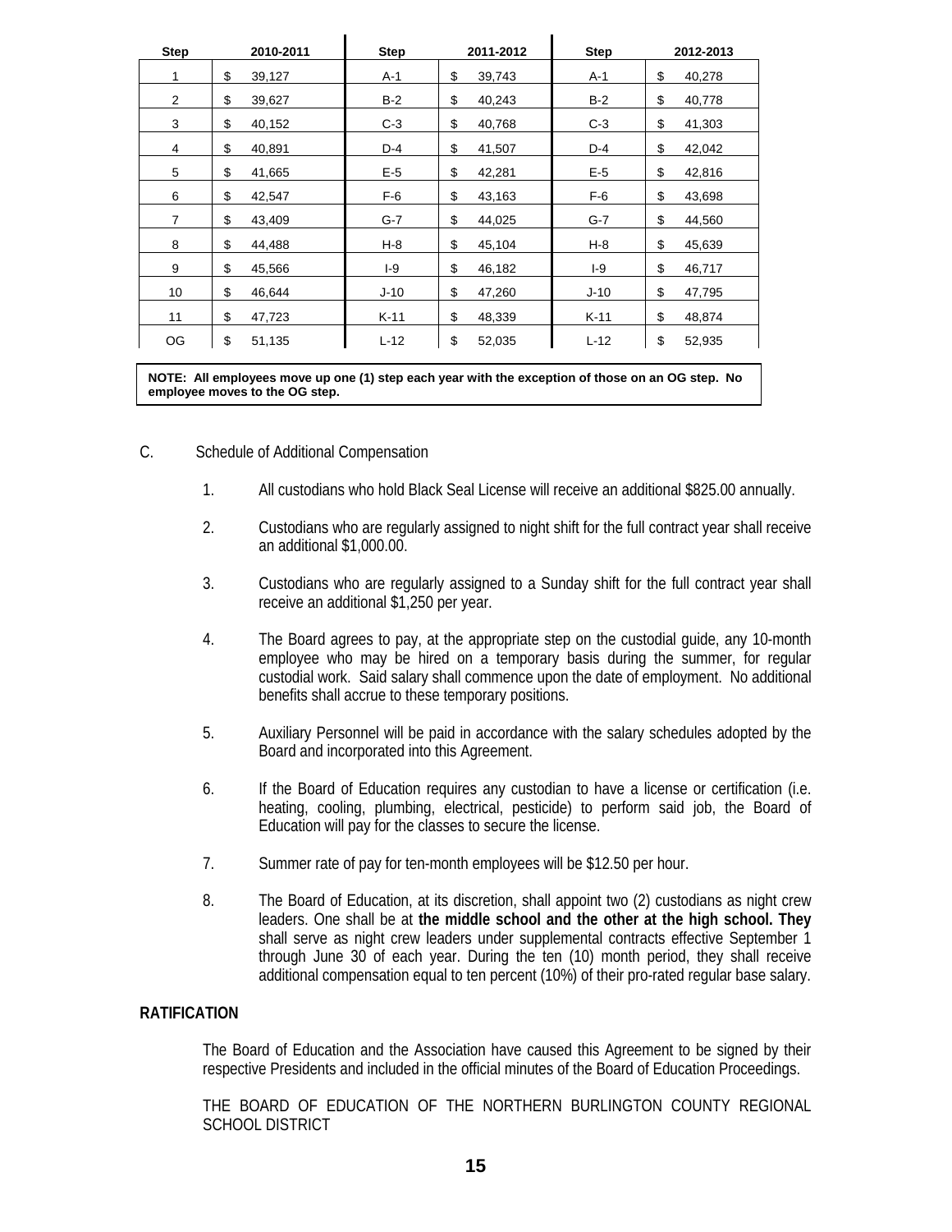| Step | 2010-2011 | Step | 2011-2012 | Step | 2012-2013 |
|---|---|---|---|---|---|
| 1 | $ 39,127 | A-1 | $ 39,743 | A-1 | $ 40,278 |
| 2 | $ 39,627 | B-2 | $ 40,243 | B-2 | $ 40,778 |
| 3 | $ 40,152 | C-3 | $ 40,768 | C-3 | $ 41,303 |
| 4 | $ 40,891 | D-4 | $ 41,507 | D-4 | $ 42,042 |
| 5 | $ 41,665 | E-5 | $ 42,281 | E-5 | $ 42,816 |
| 6 | $ 42,547 | F-6 | $ 43,163 | F-6 | $ 43,698 |
| 7 | $ 43,409 | G-7 | $ 44,025 | G-7 | $ 44,560 |
| 8 | $ 44,488 | H-8 | $ 45,104 | H-8 | $ 45,639 |
| 9 | $ 45,566 | I-9 | $ 46,182 | I-9 | $ 46,717 |
| 10 | $ 46,644 | J-10 | $ 47,260 | J-10 | $ 47,795 |
| 11 | $ 47,723 | K-11 | $ 48,339 | K-11 | $ 48,874 |
| OG | $ 51,135 | L-12 | $ 52,035 | L-12 | $ 52,935 |

**NOTE: All employees move up one (1) step each year with the exception of those on an OG step. No employee moves to the OG step.**

C. Schedule of Additional Compensation

1. All custodians who hold Black Seal License will receive an additional $825.00 annually.

2. Custodians who are regularly assigned to night shift for the full contract year shall receive an additional $1,000.00.

3. Custodians who are regularly assigned to a Sunday shift for the full contract year shall receive an additional $1,250 per year.

4. The Board agrees to pay, at the appropriate step on the custodial guide, any 10-month employee who may be hired on a temporary basis during the summer, for regular custodial work. Said salary shall commence upon the date of employment. No additional benefits shall accrue to these temporary positions.

5. Auxiliary Personnel will be paid in accordance with the salary schedules adopted by the Board and incorporated into this Agreement.

6. If the Board of Education requires any custodian to have a license or certification (i.e. heating, cooling, plumbing, electrical, pesticide) to perform said job, the Board of Education will pay for the classes to secure the license.

7. Summer rate of pay for ten-month employees will be $12.50 per hour.

8. The Board of Education, at its discretion, shall appoint two (2) custodians as night crew leaders. One shall be at **the middle school and the other at the high school. They** shall serve as night crew leaders under supplemental contracts effective September 1 through June 30 of each year. During the ten (10) month period, they shall receive additional compensation equal to ten percent (10%) of their pro-rated regular base salary.

**RATIFICATION**

The Board of Education and the Association have caused this Agreement to be signed by their respective Presidents and included in the official minutes of the Board of Education Proceedings.

THE BOARD OF EDUCATION OF THE NORTHERN BURLINGTON COUNTY REGIONAL SCHOOL DISTRICT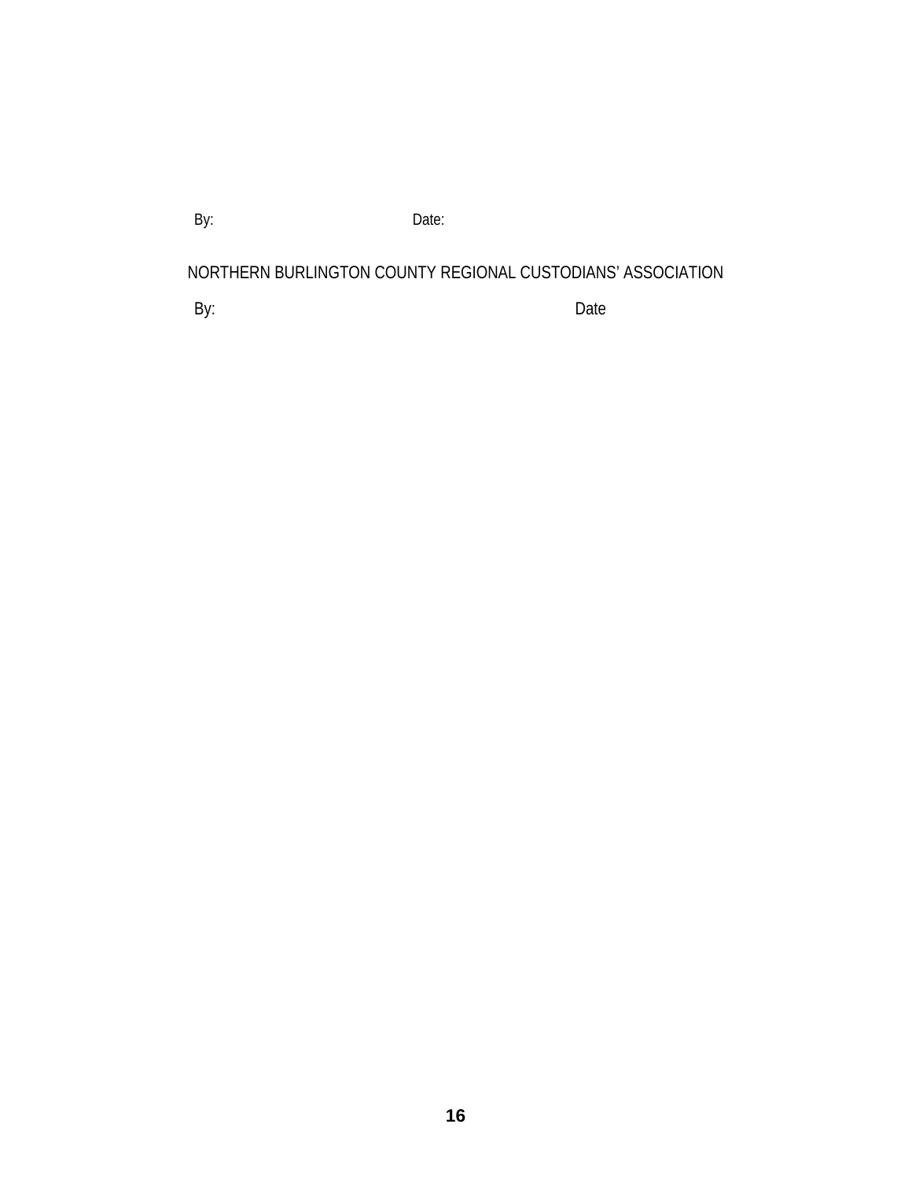By: Date:

NORTHERN BURLINGTON COUNTY REGIONAL CUSTODIANS' ASSOCIATION

By: Date